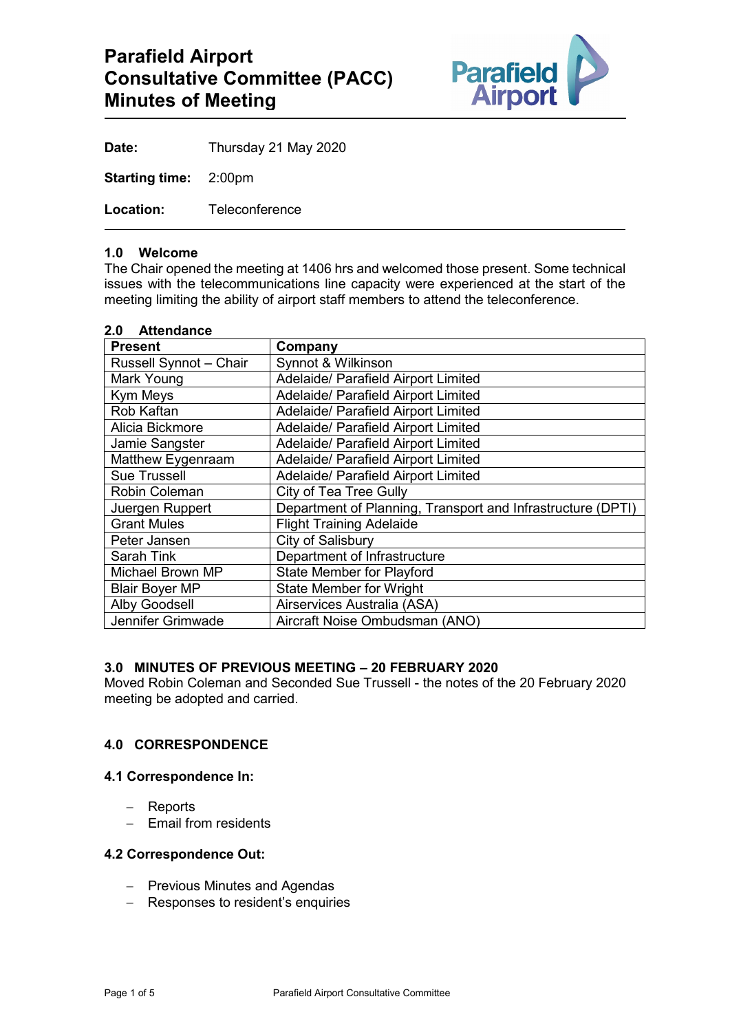# Parafield Airport Consultative Committee (PACC) Minutes of Meeting

**Date:** Thursday 21 May 2020

**Starting time:** 2:00pm

**Location:** Teleconference

---

### 1.0 Welcome

The Chair opened the meeting at 1406 hrs and welcomed those present. Some technical issues with the telecommunications line capacity were experienced at the start of the meeting limiting the ability of airport staff members to attend the teleconference.

### 2.0 Attendance

| Present | Company |
|---|---|
| Russell Synnot – Chair | Synnot & Wilkinson |
| Mark Young | Adelaide/ Parafield Airport Limited |
| Kym Meys | Adelaide/ Parafield Airport Limited |
| Rob Kaftan | Adelaide/ Parafield Airport Limited |
| Alicia Bickmore | Adelaide/ Parafield Airport Limited |
| Jamie Sangster | Adelaide/ Parafield Airport Limited |
| Matthew Eygenraam | Adelaide/ Parafield Airport Limited |
| Sue Trussell | Adelaide/ Parafield Airport Limited |
| Robin Coleman | City of Tea Tree Gully |
| Juergen Ruppert | Department of Planning, Transport and Infrastructure (DPTI) |
| Grant Mules | Flight Training Adelaide |
| Peter Jansen | City of Salisbury |
| Sarah Tink | Department of Infrastructure |
| Michael Brown MP | State Member for Playford |
| Blair Boyer MP | State Member for Wright |
| Alby Goodsell | Airservices Australia (ASA) |
| Jennifer Grimwade | Aircraft Noise Ombudsman (ANO) |

### 3.0 MINUTES OF PREVIOUS MEETING – 20 FEBRUARY 2020

Moved Robin Coleman and Seconded Sue Trussell - the notes of the 20 February 2020 meeting be adopted and carried.

### 4.0 CORRESPONDENCE

#### 4.1 Correspondence In:

- Reports
- Email from residents

#### 4.2 Correspondence Out:

- Previous Minutes and Agendas
- Responses to resident's enquiries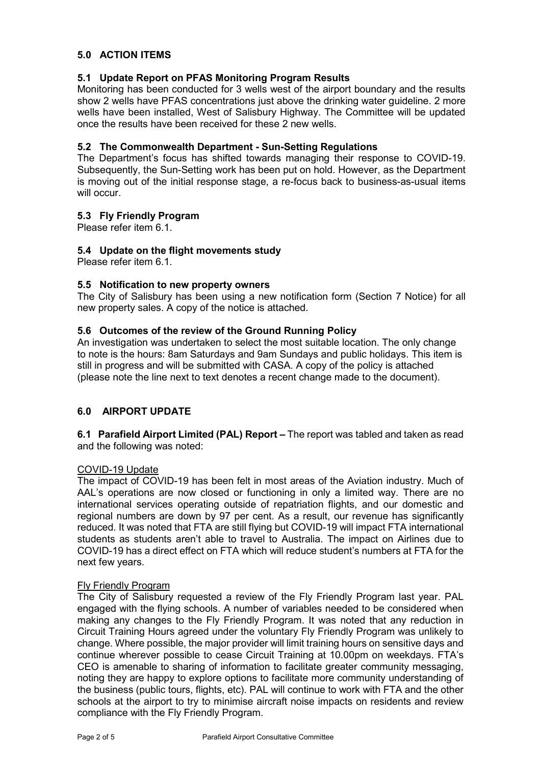## 5.0 ACTION ITEMS

### 5.1 Update Report on PFAS Monitoring Program Results

Monitoring has been conducted for 3 wells west of the airport boundary and the results show 2 wells have PFAS concentrations just above the drinking water guideline. 2 more wells have been installed, West of Salisbury Highway. The Committee will be updated once the results have been received for these 2 new wells.

### 5.2 The Commonwealth Department - Sun-Setting Regulations

The Department's focus has shifted towards managing their response to COVID-19. Subsequently, the Sun-Setting work has been put on hold. However, as the Department is moving out of the initial response stage, a re-focus back to business-as-usual items will occur.

### 5.3 Fly Friendly Program

Please refer item 6.1.

### 5.4 Update on the flight movements study

Please refer item 6.1.

### 5.5 Notification to new property owners

The City of Salisbury has been using a new notification form (Section 7 Notice) for all new property sales. A copy of the notice is attached.

### 5.6 Outcomes of the review of the Ground Running Policy

An investigation was undertaken to select the most suitable location. The only change to note is the hours: 8am Saturdays and 9am Sundays and public holidays. This item is still in progress and will be submitted with CASA. A copy of the policy is attached (please note the line next to text denotes a recent change made to the document).

## 6.0 AIRPORT UPDATE

**6.1 Parafield Airport Limited (PAL) Report –** The report was tabled and taken as read and the following was noted:

COVID-19 Update

The impact of COVID-19 has been felt in most areas of the Aviation industry. Much of AAL's operations are now closed or functioning in only a limited way. There are no international services operating outside of repatriation flights, and our domestic and regional numbers are down by 97 per cent. As a result, our revenue has significantly reduced. It was noted that FTA are still flying but COVID-19 will impact FTA international students as students aren't able to travel to Australia. The impact on Airlines due to COVID-19 has a direct effect on FTA which will reduce student's numbers at FTA for the next few years.

Fly Friendly Program

The City of Salisbury requested a review of the Fly Friendly Program last year. PAL engaged with the flying schools. A number of variables needed to be considered when making any changes to the Fly Friendly Program. It was noted that any reduction in Circuit Training Hours agreed under the voluntary Fly Friendly Program was unlikely to change. Where possible, the major provider will limit training hours on sensitive days and continue wherever possible to cease Circuit Training at 10.00pm on weekdays. FTA's CEO is amenable to sharing of information to facilitate greater community messaging, noting they are happy to explore options to facilitate more community understanding of the business (public tours, flights, etc). PAL will continue to work with FTA and the other schools at the airport to try to minimise aircraft noise impacts on residents and review compliance with the Fly Friendly Program.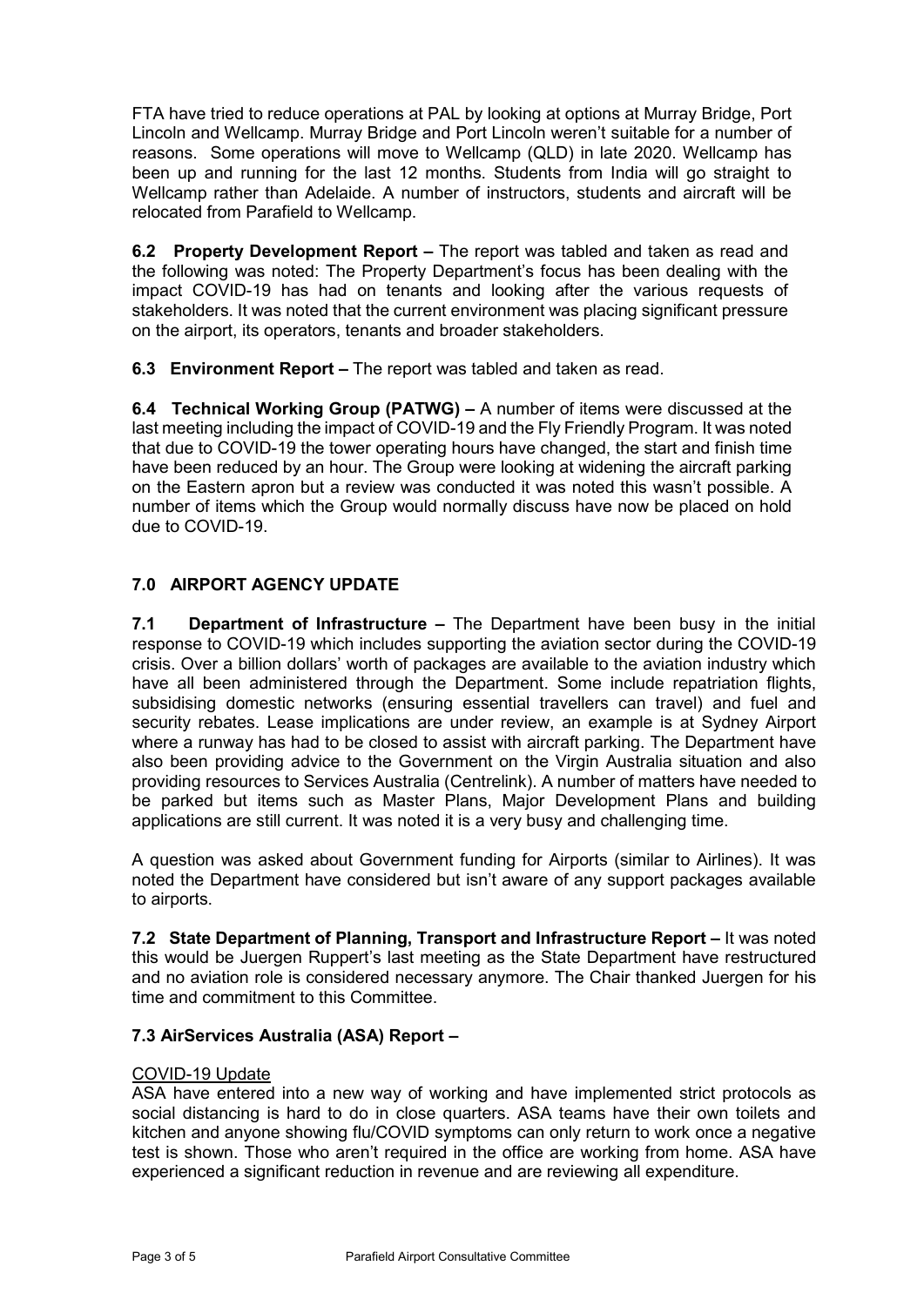FTA have tried to reduce operations at PAL by looking at options at Murray Bridge, Port Lincoln and Wellcamp. Murray Bridge and Port Lincoln weren't suitable for a number of reasons. Some operations will move to Wellcamp (QLD) in late 2020. Wellcamp has been up and running for the last 12 months. Students from India will go straight to Wellcamp rather than Adelaide. A number of instructors, students and aircraft will be relocated from Parafield to Wellcamp.

**6.2 Property Development Report –** The report was tabled and taken as read and the following was noted: The Property Department's focus has been dealing with the impact COVID-19 has had on tenants and looking after the various requests of stakeholders. It was noted that the current environment was placing significant pressure on the airport, its operators, tenants and broader stakeholders.

**6.3 Environment Report –** The report was tabled and taken as read.

**6.4 Technical Working Group (PATWG) –** A number of items were discussed at the last meeting including the impact of COVID-19 and the Fly Friendly Program. It was noted that due to COVID-19 the tower operating hours have changed, the start and finish time have been reduced by an hour. The Group were looking at widening the aircraft parking on the Eastern apron but a review was conducted it was noted this wasn't possible. A number of items which the Group would normally discuss have now be placed on hold due to COVID-19.

## 7.0 AIRPORT AGENCY UPDATE

**7.1 Department of Infrastructure –** The Department have been busy in the initial response to COVID-19 which includes supporting the aviation sector during the COVID-19 crisis. Over a billion dollars' worth of packages are available to the aviation industry which have all been administered through the Department. Some include repatriation flights, subsidising domestic networks (ensuring essential travellers can travel) and fuel and security rebates. Lease implications are under review, an example is at Sydney Airport where a runway has had to be closed to assist with aircraft parking. The Department have also been providing advice to the Government on the Virgin Australia situation and also providing resources to Services Australia (Centrelink). A number of matters have needed to be parked but items such as Master Plans, Major Development Plans and building applications are still current. It was noted it is a very busy and challenging time.

A question was asked about Government funding for Airports (similar to Airlines). It was noted the Department have considered but isn't aware of any support packages available to airports.

**7.2 State Department of Planning, Transport and Infrastructure Report –** It was noted this would be Juergen Ruppert's last meeting as the State Department have restructured and no aviation role is considered necessary anymore. The Chair thanked Juergen for his time and commitment to this Committee.

### 7.3 AirServices Australia (ASA) Report –

COVID-19 Update

ASA have entered into a new way of working and have implemented strict protocols as social distancing is hard to do in close quarters. ASA teams have their own toilets and kitchen and anyone showing flu/COVID symptoms can only return to work once a negative test is shown. Those who aren't required in the office are working from home. ASA have experienced a significant reduction in revenue and are reviewing all expenditure.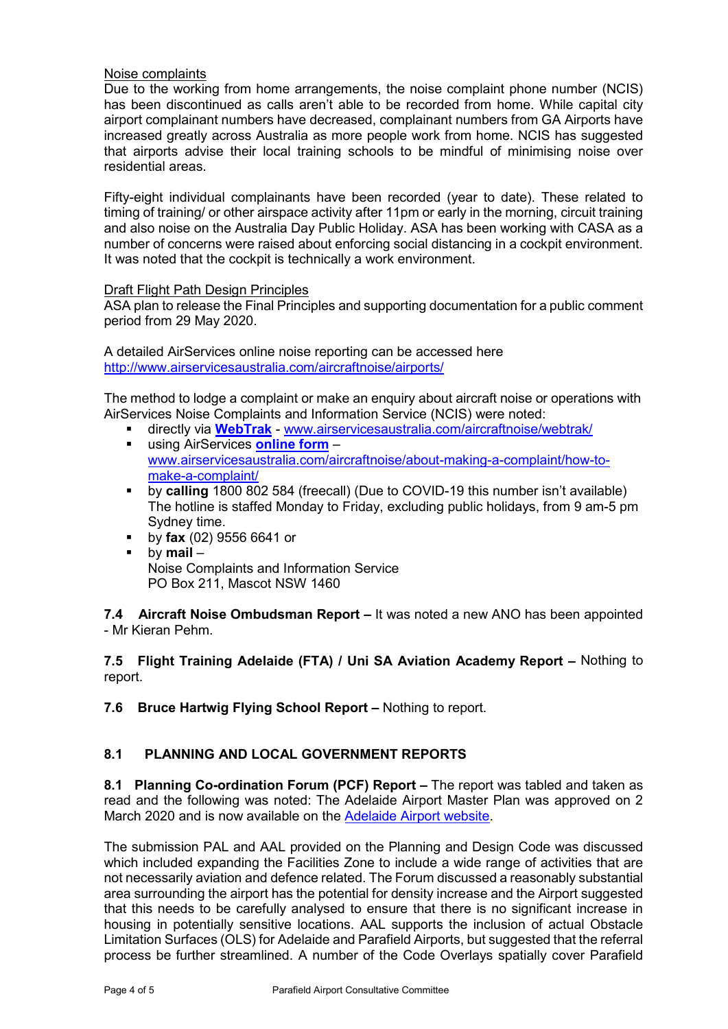Noise complaints

Due to the working from home arrangements, the noise complaint phone number (NCIS) has been discontinued as calls aren't able to be recorded from home. While capital city airport complainant numbers have decreased, complainant numbers from GA Airports have increased greatly across Australia as more people work from home. NCIS has suggested that airports advise their local training schools to be mindful of minimising noise over residential areas.

Fifty-eight individual complainants have been recorded (year to date). These related to timing of training/ or other airspace activity after 11pm or early in the morning, circuit training and also noise on the Australia Day Public Holiday. ASA has been working with CASA as a number of concerns were raised about enforcing social distancing in a cockpit environment. It was noted that the cockpit is technically a work environment.

Draft Flight Path Design Principles

ASA plan to release the Final Principles and supporting documentation for a public comment period from 29 May 2020.

A detailed AirServices online noise reporting can be accessed here http://www.airservicesaustralia.com/aircraftnoise/airports/

The method to lodge a complaint or make an enquiry about aircraft noise or operations with AirServices Noise Complaints and Information Service (NCIS) were noted:

- directly via **WebTrak** - www.airservicesaustralia.com/aircraftnoise/webtrak/
- using AirServices **online form** – www.airservicesaustralia.com/aircraftnoise/about-making-a-complaint/how-to-make-a-complaint/
- by **calling** 1800 802 584 (freecall) (Due to COVID-19 this number isn't available) The hotline is staffed Monday to Friday, excluding public holidays, from 9 am-5 pm Sydney time.
- by **fax** (02) 9556 6641 or
- by **mail** – Noise Complaints and Information Service PO Box 211, Mascot NSW 1460

**7.4 Aircraft Noise Ombudsman Report –** It was noted a new ANO has been appointed - Mr Kieran Pehm.

**7.5 Flight Training Adelaide (FTA) / Uni SA Aviation Academy Report –** Nothing to report.

**7.6 Bruce Hartwig Flying School Report –** Nothing to report.

## 8.1 PLANNING AND LOCAL GOVERNMENT REPORTS

**8.1 Planning Co-ordination Forum (PCF) Report –** The report was tabled and taken as read and the following was noted: The Adelaide Airport Master Plan was approved on 2 March 2020 and is now available on the Adelaide Airport website.

The submission PAL and AAL provided on the Planning and Design Code was discussed which included expanding the Facilities Zone to include a wide range of activities that are not necessarily aviation and defence related. The Forum discussed a reasonably substantial area surrounding the airport has the potential for density increase and the Airport suggested that this needs to be carefully analysed to ensure that there is no significant increase in housing in potentially sensitive locations. AAL supports the inclusion of actual Obstacle Limitation Surfaces (OLS) for Adelaide and Parafield Airports, but suggested that the referral process be further streamlined. A number of the Code Overlays spatially cover Parafield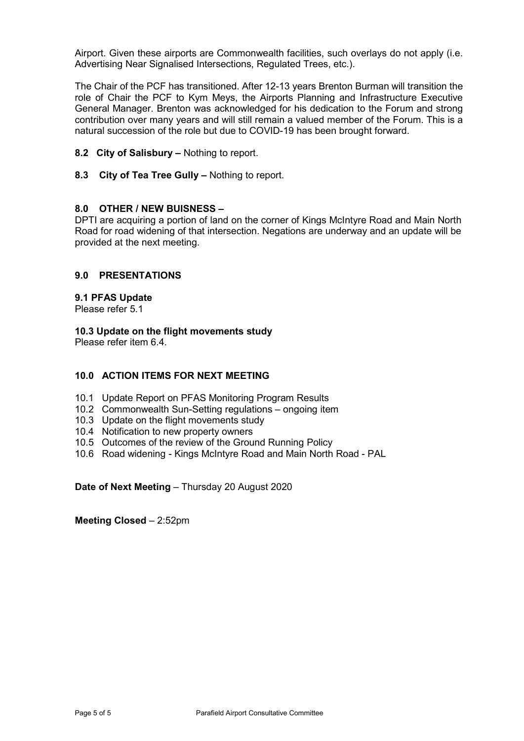Airport. Given these airports are Commonwealth facilities, such overlays do not apply (i.e. Advertising Near Signalised Intersections, Regulated Trees, etc.).

The Chair of the PCF has transitioned. After 12-13 years Brenton Burman will transition the role of Chair the PCF to Kym Meys, the Airports Planning and Infrastructure Executive General Manager. Brenton was acknowledged for his dedication to the Forum and strong contribution over many years and will still remain a valued member of the Forum. This is a natural succession of the role but due to COVID-19 has been brought forward.

**8.2 City of Salisbury –** Nothing to report.

**8.3 City of Tea Tree Gully –** Nothing to report.

## 8.0 OTHER / NEW BUISNESS –

DPTI are acquiring a portion of land on the corner of Kings McIntyre Road and Main North Road for road widening of that intersection. Negations are underway and an update will be provided at the next meeting.

## 9.0 PRESENTATIONS

**9.1 PFAS Update**

Please refer 5.1

**10.3 Update on the flight movements study**

Please refer item 6.4.

## 10.0 ACTION ITEMS FOR NEXT MEETING

- 10.1 Update Report on PFAS Monitoring Program Results
- 10.2 Commonwealth Sun-Setting regulations – ongoing item
- 10.3 Update on the flight movements study
- 10.4 Notification to new property owners
- 10.5 Outcomes of the review of the Ground Running Policy
- 10.6 Road widening - Kings McIntyre Road and Main North Road - PAL

**Date of Next Meeting** – Thursday 20 August 2020

**Meeting Closed** – 2:52pm